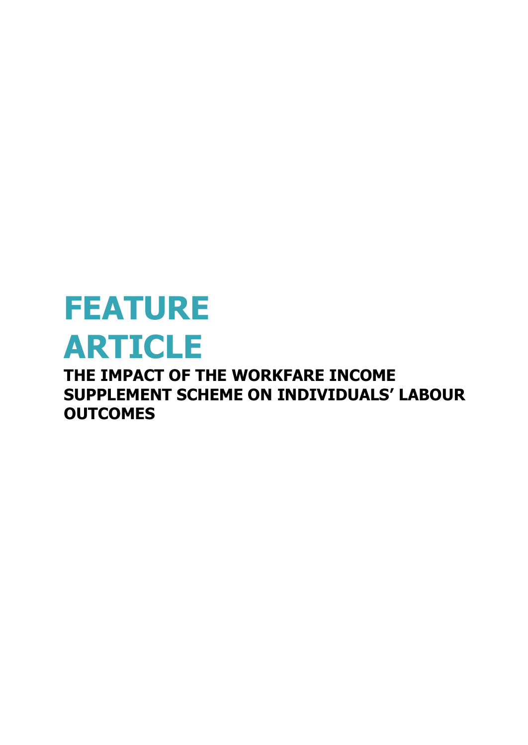# FEATURE ARTICLE

## THE IMPACT OF THE WORKFARE INCOME SUPPLEMENT SCHEME ON INDIVIDUALS' LABOUR OUTCOMES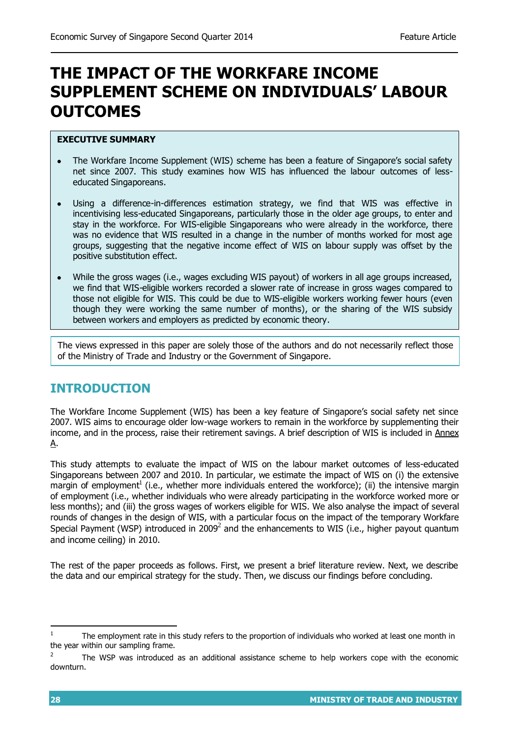# THE IMPACT OF THE WORKFARE INCOME SUPPLEMENT SCHEME ON INDIVIDUALS' LABOUR OUTCOMES

**EXECUTIVE SUMMARY**

- The Workfare Income Supplement (WIS) scheme has been a feature of Singapore's social safety net since 2007. This study examines how WIS has influenced the labour outcomes of less-educated Singaporeans.
- Using a difference-in-differences estimation strategy, we find that WIS was effective in incentivising less-educated Singaporeans, particularly those in the older age groups, to enter and stay in the workforce. For WIS-eligible Singaporeans who were already in the workforce, there was no evidence that WIS resulted in a change in the number of months worked for most age groups, suggesting that the negative income effect of WIS on labour supply was offset by the positive substitution effect.
- While the gross wages (i.e., wages excluding WIS payout) of workers in all age groups increased, we find that WIS-eligible workers recorded a slower rate of increase in gross wages compared to those not eligible for WIS. This could be due to WIS-eligible workers working fewer hours (even though they were working the same number of months), or the sharing of the WIS subsidy between workers and employers as predicted by economic theory.

The views expressed in this paper are solely those of the authors and do not necessarily reflect those of the Ministry of Trade and Industry or the Government of Singapore.

## INTRODUCTION

The Workfare Income Supplement (WIS) has been a key feature of Singapore's social safety net since 2007. WIS aims to encourage older low-wage workers to remain in the workforce by supplementing their income, and in the process, raise their retirement savings. A brief description of WIS is included in Annex A.

This study attempts to evaluate the impact of WIS on the labour market outcomes of less-educated Singaporeans between 2007 and 2010. In particular, we estimate the impact of WIS on (i) the extensive margin of employment[1] (i.e., whether more individuals entered the workforce); (ii) the intensive margin of employment (i.e., whether individuals who were already participating in the workforce worked more or less months); and (iii) the gross wages of workers eligible for WIS. We also analyse the impact of several rounds of changes in the design of WIS, with a particular focus on the impact of the temporary Workfare Special Payment (WSP) introduced in 2009[2] and the enhancements to WIS (i.e., higher payout quantum and income ceiling) in 2010.

The rest of the paper proceeds as follows. First, we present a brief literature review. Next, we describe the data and our empirical strategy for the study. Then, we discuss our findings before concluding.

---

[1] The employment rate in this study refers to the proportion of individuals who worked at least one month in the year within our sampling frame.

[2] The WSP was introduced as an additional assistance scheme to help workers cope with the economic downturn.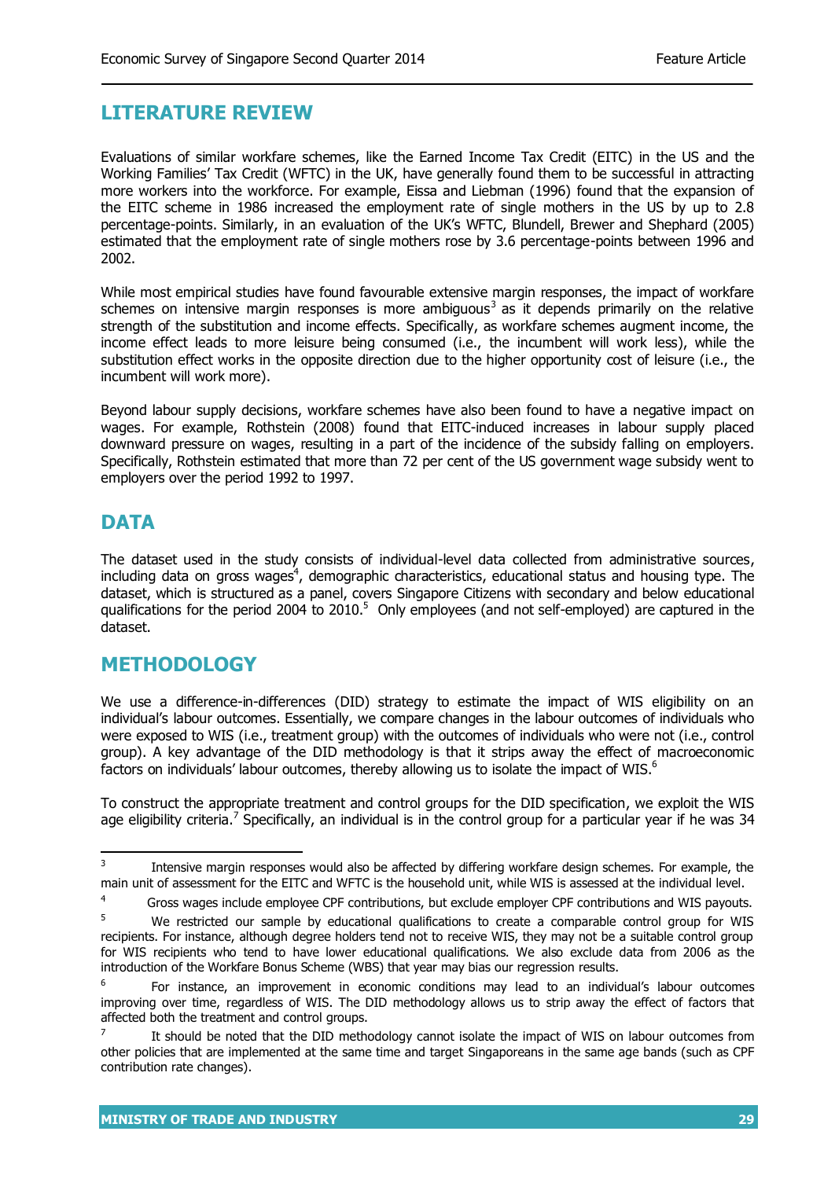## LITERATURE REVIEW

Evaluations of similar workfare schemes, like the Earned Income Tax Credit (EITC) in the US and the Working Families' Tax Credit (WFTC) in the UK, have generally found them to be successful in attracting more workers into the workforce. For example, Eissa and Liebman (1996) found that the expansion of the EITC scheme in 1986 increased the employment rate of single mothers in the US by up to 2.8 percentage-points. Similarly, in an evaluation of the UK's WFTC, Blundell, Brewer and Shephard (2005) estimated that the employment rate of single mothers rose by 3.6 percentage-points between 1996 and 2002.

While most empirical studies have found favourable extensive margin responses, the impact of workfare schemes on intensive margin responses is more ambiguous[3] as it depends primarily on the relative strength of the substitution and income effects. Specifically, as workfare schemes augment income, the income effect leads to more leisure being consumed (i.e., the incumbent will work less), while the substitution effect works in the opposite direction due to the higher opportunity cost of leisure (i.e., the incumbent will work more).

Beyond labour supply decisions, workfare schemes have also been found to have a negative impact on wages. For example, Rothstein (2008) found that EITC-induced increases in labour supply placed downward pressure on wages, resulting in a part of the incidence of the subsidy falling on employers. Specifically, Rothstein estimated that more than 72 per cent of the US government wage subsidy went to employers over the period 1992 to 1997.

## DATA

The dataset used in the study consists of individual-level data collected from administrative sources, including data on gross wages[4], demographic characteristics, educational status and housing type. The dataset, which is structured as a panel, covers Singapore Citizens with secondary and below educational qualifications for the period 2004 to 2010.[5] Only employees (and not self-employed) are captured in the dataset.

## METHODOLOGY

We use a difference-in-differences (DID) strategy to estimate the impact of WIS eligibility on an individual's labour outcomes. Essentially, we compare changes in the labour outcomes of individuals who were exposed to WIS (i.e., treatment group) with the outcomes of individuals who were not (i.e., control group). A key advantage of the DID methodology is that it strips away the effect of macroeconomic factors on individuals' labour outcomes, thereby allowing us to isolate the impact of WIS.[6]

To construct the appropriate treatment and control groups for the DID specification, we exploit the WIS age eligibility criteria.[7] Specifically, an individual is in the control group for a particular year if he was 34

---

[3] Intensive margin responses would also be affected by differing workfare design schemes. For example, the main unit of assessment for the EITC and WFTC is the household unit, while WIS is assessed at the individual level.

[4] Gross wages include employee CPF contributions, but exclude employer CPF contributions and WIS payouts.

[5] We restricted our sample by educational qualifications to create a comparable control group for WIS recipients. For instance, although degree holders tend not to receive WIS, they may not be a suitable control group for WIS recipients who tend to have lower educational qualifications. We also exclude data from 2006 as the introduction of the Workfare Bonus Scheme (WBS) that year may bias our regression results.

[6] For instance, an improvement in economic conditions may lead to an individual's labour outcomes improving over time, regardless of WIS. The DID methodology allows us to strip away the effect of factors that affected both the treatment and control groups.

[7] It should be noted that the DID methodology cannot isolate the impact of WIS on labour outcomes from other policies that are implemented at the same time and target Singaporeans in the same age bands (such as CPF contribution rate changes).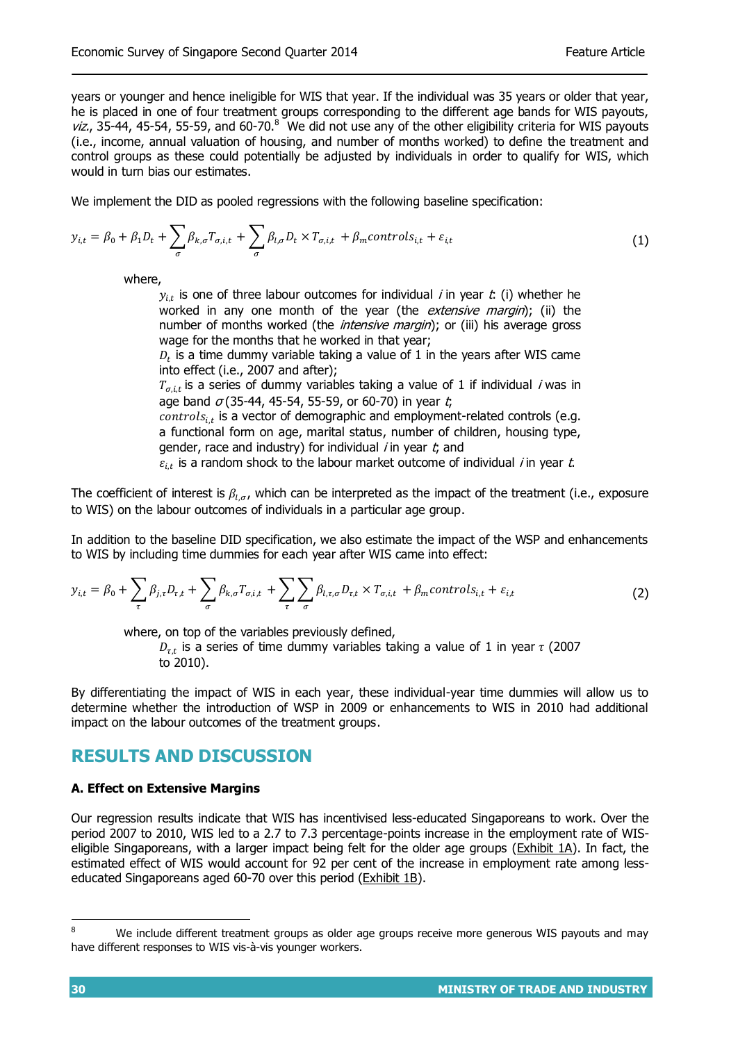years or younger and hence ineligible for WIS that year. If the individual was 35 years or older that year, he is placed in one of four treatment groups corresponding to the different age bands for WIS payouts, *viz.*, 35-44, 45-54, 55-59, and 60-70.[8] We did not use any of the other eligibility criteria for WIS payouts (i.e., income, annual valuation of housing, and number of months worked) to define the treatment and control groups as these could potentially be adjusted by individuals in order to qualify for WIS, which would in turn bias our estimates.

We implement the DID as pooled regressions with the following baseline specification:

$$y_{i,t} = \beta_0 + \beta_1 D_t + \sum_{\sigma} \beta_{k,\sigma} T_{\sigma,i,t} + \sum_{\sigma} \beta_{l,\sigma} D_t \times T_{\sigma,i,t} + \beta_m controls_{i,t} + \varepsilon_{it} \quad (1)$$

where,

$y_{i,t}$ is one of three labour outcomes for individual *i* in year *t*: (i) whether he worked in any one month of the year (the *extensive margin*); (ii) the number of months worked (the *intensive margin*); or (iii) his average gross wage for the months that he worked in that year;

$D_t$ is a time dummy variable taking a value of 1 in the years after WIS came into effect (i.e., 2007 and after);

$T_{\sigma,i,t}$ is a series of dummy variables taking a value of 1 if individual *i* was in age band $\sigma$ (35-44, 45-54, 55-59, or 60-70) in year *t*;

$controls_{i,t}$ is a vector of demographic and employment-related controls (e.g. a functional form on age, marital status, number of children, housing type, gender, race and industry) for individual *i* in year *t*; and

$\varepsilon_{i,t}$ is a random shock to the labour market outcome of individual *i* in year *t*.

The coefficient of interest is $\beta_{l,\sigma}$, which can be interpreted as the impact of the treatment (i.e., exposure to WIS) on the labour outcomes of individuals in a particular age group.

In addition to the baseline DID specification, we also estimate the impact of the WSP and enhancements to WIS by including time dummies for each year after WIS came into effect:

$$y_{i,t} = \beta_0 + \sum_{\tau} \beta_{j,\tau} D_{\tau,t} + \sum_{\sigma} \beta_{k,\sigma} T_{\sigma,i,t} + \sum_{\tau}\sum_{\sigma} \beta_{l,\tau,\sigma} D_{\tau,t} \times T_{\sigma,i,t} + \beta_m controls_{i,t} + \varepsilon_{it} \quad (2)$$

where, on top of the variables previously defined,

$D_{\tau,t}$ is a series of time dummy variables taking a value of 1 in year $\tau$ (2007 to 2010).

By differentiating the impact of WIS in each year, these individual-year time dummies will allow us to determine whether the introduction of WSP in 2009 or enhancements to WIS in 2010 had additional impact on the labour outcomes of the treatment groups.

## RESULTS AND DISCUSSION

**A. Effect on Extensive Margins**

Our regression results indicate that WIS has incentivised less-educated Singaporeans to work. Over the period 2007 to 2010, WIS led to a 2.7 to 7.3 percentage-points increase in the employment rate of WIS-eligible Singaporeans, with a larger impact being felt for the older age groups (Exhibit 1A). In fact, the estimated effect of WIS would account for 92 per cent of the increase in employment rate among less-educated Singaporeans aged 60-70 over this period (Exhibit 1B).

[8] We include different treatment groups as older age groups receive more generous WIS payouts and may have different responses to WIS vis-à-vis younger workers.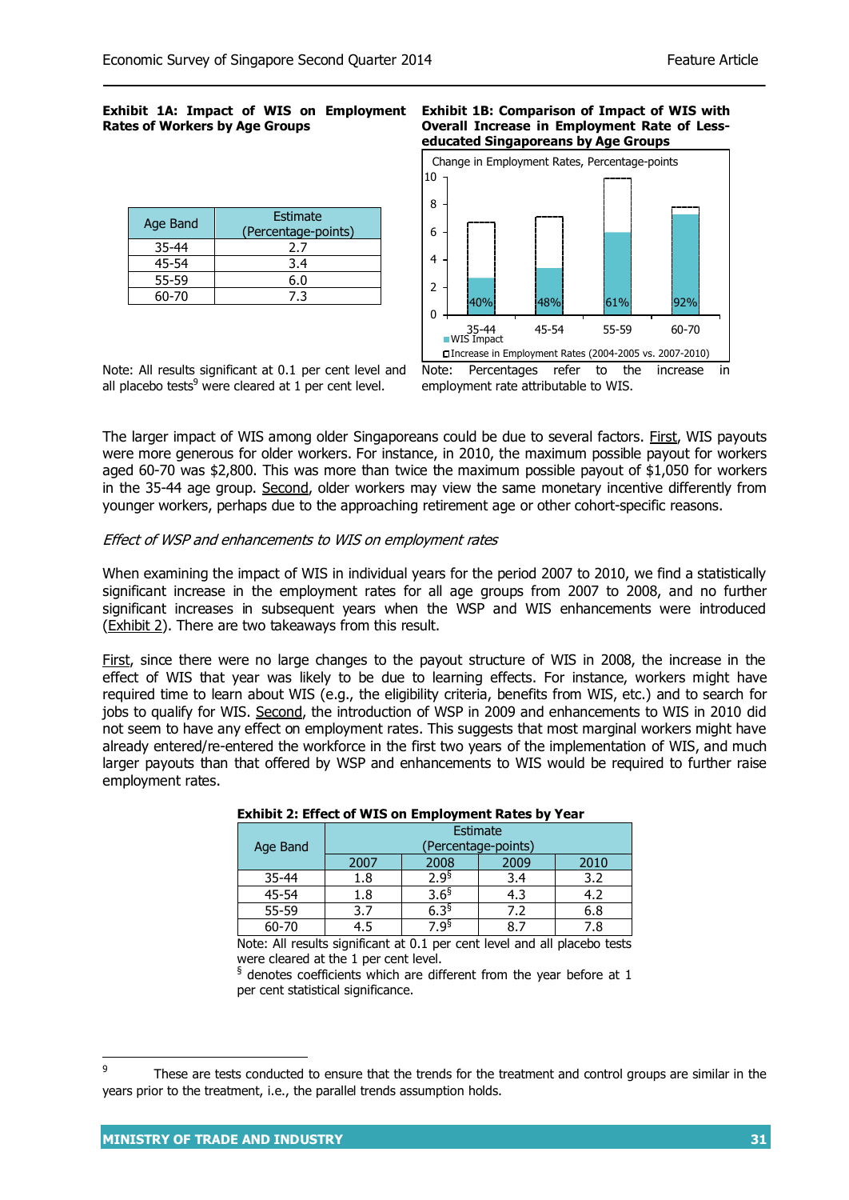**Exhibit 1A: Impact of WIS on Employment Rates of Workers by Age Groups**

| Age Band | Estimate (Percentage-points) |
|---|---|
| 35-44 | 2.7 |
| 45-54 | 3.4 |
| 55-59 | 6.0 |
| 60-70 | 7.3 |

Note: All results significant at 0.1 per cent level and all placebo tests[9] were cleared at 1 per cent level.

**Exhibit 1B: Comparison of Impact of WIS with Overall Increase in Employment Rate of Less-educated Singaporeans by Age Groups**

Change in Employment Rates, Percentage-points

| Age Band | WIS Impact (share of increase) |
|---|---|
| 35-44 | 40% |
| 45-54 | 48% |
| 55-59 | 61% |
| 60-70 | 92% |

■ WIS Impact
□ Increase in Employment Rates (2004-2005 vs. 2007-2010)

Note: Percentages refer to the increase in employment rate attributable to WIS.

The larger impact of WIS among older Singaporeans could be due to several factors. First, WIS payouts were more generous for older workers. For instance, in 2010, the maximum possible payout for workers aged 60-70 was $2,800. This was more than twice the maximum possible payout of $1,050 for workers in the 35-44 age group. Second, older workers may view the same monetary incentive differently from younger workers, perhaps due to the approaching retirement age or other cohort-specific reasons.

*Effect of WSP and enhancements to WIS on employment rates*

When examining the impact of WIS in individual years for the period 2007 to 2010, we find a statistically significant increase in the employment rates for all age groups from 2007 to 2008, and no further significant increases in subsequent years when the WSP and WIS enhancements were introduced (Exhibit 2). There are two takeaways from this result.

First, since there were no large changes to the payout structure of WIS in 2008, the increase in the effect of WIS that year was likely to be due to learning effects. For instance, workers might have required time to learn about WIS (e.g., the eligibility criteria, benefits from WIS, etc.) and to search for jobs to qualify for WIS. Second, the introduction of WSP in 2009 and enhancements to WIS in 2010 did not seem to have any effect on employment rates. This suggests that most marginal workers might have already entered/re-entered the workforce in the first two years of the implementation of WIS, and much larger payouts than that offered by WSP and enhancements to WIS would be required to further raise employment rates.

**Exhibit 2: Effect of WIS on Employment Rates by Year**

| Age Band | Estimate (Percentage-points) | | | |
|---|---|---|---|---|
| | 2007 | 2008 | 2009 | 2010 |
| 35-44 | 1.8 | 2.9§ | 3.4 | 3.2 |
| 45-54 | 1.8 | 3.6§ | 4.3 | 4.2 |
| 55-59 | 3.7 | 6.3§ | 7.2 | 6.8 |
| 60-70 | 4.5 | 7.9§ | 8.7 | 7.8 |

Note: All results significant at 0.1 per cent level and all placebo tests were cleared at the 1 per cent level.
§ denotes coefficients which are different from the year before at 1 per cent statistical significance.

[9] These are tests conducted to ensure that the trends for the treatment and control groups are similar in the years prior to the treatment, i.e., the parallel trends assumption holds.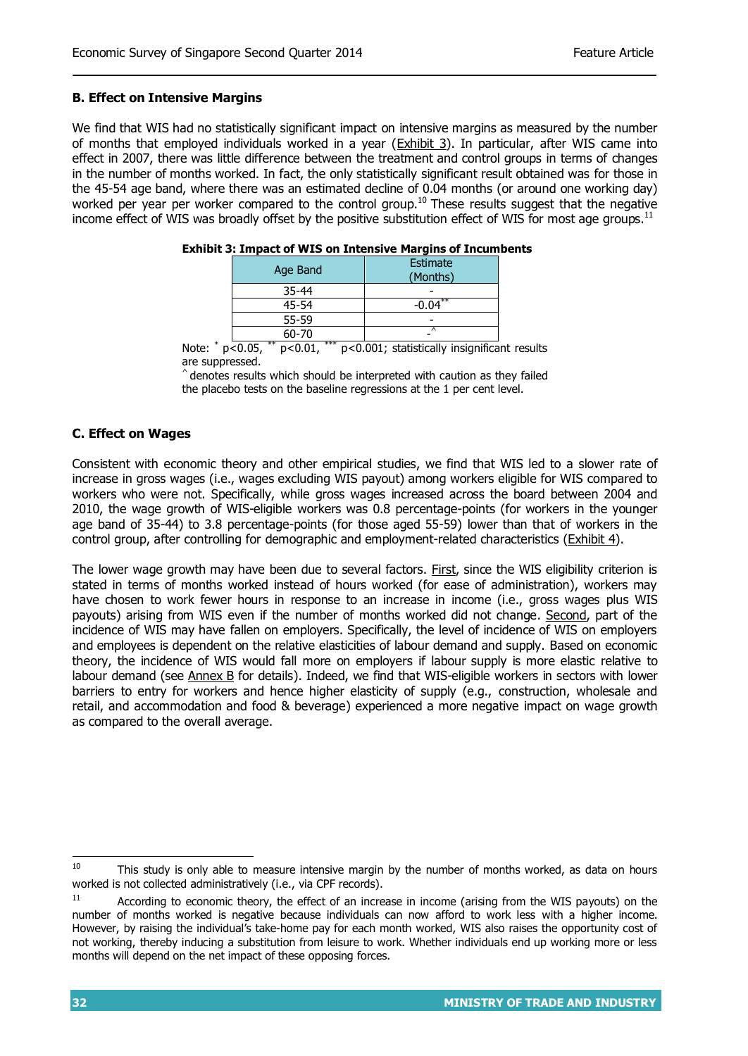### B. Effect on Intensive Margins

We find that WIS had no statistically significant impact on intensive margins as measured by the number of months that employed individuals worked in a year (Exhibit 3). In particular, after WIS came into effect in 2007, there was little difference between the treatment and control groups in terms of changes in the number of months worked. In fact, the only statistically significant result obtained was for those in the 45-54 age band, where there was an estimated decline of 0.04 months (or around one working day) worked per year per worker compared to the control group.[10] These results suggest that the negative income effect of WIS was broadly offset by the positive substitution effect of WIS for most age groups.[11]

**Exhibit 3: Impact of WIS on Intensive Margins of Incumbents**

| Age Band | Estimate (Months) |
|---|---|
| 35-44 | - |
| 45-54 | -0.04** |
| 55-59 | - |
| 60-70 | -^ |

Note: * p<0.05, ** p<0.01, *** p<0.001; statistically insignificant results are suppressed.
^ denotes results which should be interpreted with caution as they failed the placebo tests on the baseline regressions at the 1 per cent level.

### C. Effect on Wages

Consistent with economic theory and other empirical studies, we find that WIS led to a slower rate of increase in gross wages (i.e., wages excluding WIS payout) among workers eligible for WIS compared to workers who were not. Specifically, while gross wages increased across the board between 2004 and 2010, the wage growth of WIS-eligible workers was 0.8 percentage-points (for workers in the younger age band of 35-44) to 3.8 percentage-points (for those aged 55-59) lower than that of workers in the control group, after controlling for demographic and employment-related characteristics (Exhibit 4).

The lower wage growth may have been due to several factors. First, since the WIS eligibility criterion is stated in terms of months worked instead of hours worked (for ease of administration), workers may have chosen to work fewer hours in response to an increase in income (i.e., gross wages plus WIS payouts) arising from WIS even if the number of months worked did not change. Second, part of the incidence of WIS may have fallen on employers. Specifically, the level of incidence of WIS on employers and employees is dependent on the relative elasticities of labour demand and supply. Based on economic theory, the incidence of WIS would fall more on employers if labour supply is more elastic relative to labour demand (see Annex B for details). Indeed, we find that WIS-eligible workers in sectors with lower barriers to entry for workers and hence higher elasticity of supply (e.g., construction, wholesale and retail, and accommodation and food & beverage) experienced a more negative impact on wage growth as compared to the overall average.

---

[10] This study is only able to measure intensive margin by the number of months worked, as data on hours worked is not collected administratively (i.e., via CPF records).

[11] According to economic theory, the effect of an increase in income (arising from the WIS payouts) on the number of months worked is negative because individuals can now afford to work less with a higher income. However, by raising the individual's take-home pay for each month worked, WIS also raises the opportunity cost of not working, thereby inducing a substitution from leisure to work. Whether individuals end up working more or less months will depend on the net impact of these opposing forces.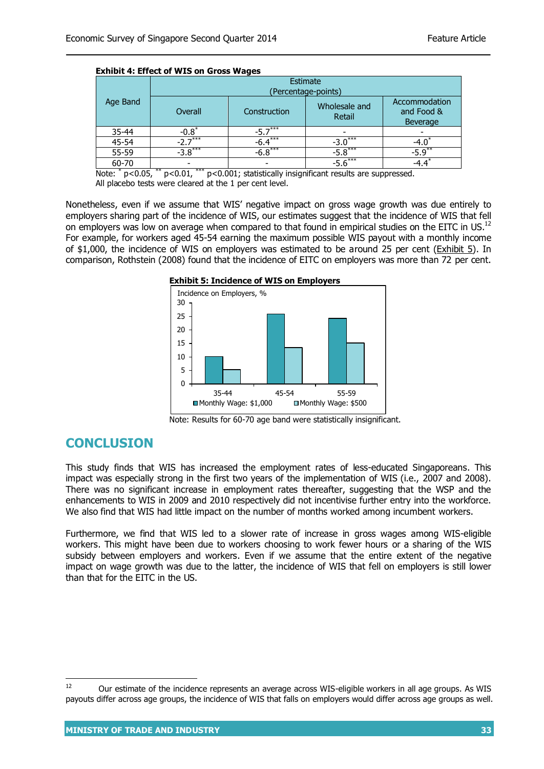**Exhibit 4: Effect of WIS on Gross Wages**

| Age Band | Estimate (Percentage-points) | | | |
|---|---|---|---|---|
| | Overall | Construction | Wholesale and Retail | Accommodation and Food & Beverage |
| 35-44 | $-0.8^{*}$ | $-5.7^{***}$ | - | - |
| 45-54 | $-2.7^{***}$ | $-6.4^{***}$ | $-3.0^{***}$ | $-4.0^{*}$ |
| 55-59 | $-3.8^{***}$ | $-6.8^{***}$ | $-5.8^{***}$ | $-5.9^{**}$ |
| 60-70 | - | - | $-5.6^{***}$ | $-4.4^{*}$ |

Note: $^{*}$ $p<0.05$, $^{**}$ $p<0.01$, $^{***}$ $p<0.001$; statistically insignificant results are suppressed.
All placebo tests were cleared at the 1 per cent level.

Nonetheless, even if we assume that WIS' negative impact on gross wage growth was due entirely to employers sharing part of the incidence of WIS, our estimates suggest that the incidence of WIS that fell on employers was low on average when compared to that found in empirical studies on the EITC in US.[12] For example, for workers aged 45-54 earning the maximum possible WIS payout with a monthly income of $1,000, the incidence of WIS on employers was estimated to be around 25 per cent (Exhibit 5). In comparison, Rothstein (2008) found that the incidence of EITC on employers was more than 72 per cent.

**Exhibit 5: Incidence of WIS on Employers**

Note: Results for 60-70 age band were statistically insignificant.

## CONCLUSION

This study finds that WIS has increased the employment rates of less-educated Singaporeans. This impact was especially strong in the first two years of the implementation of WIS (i.e., 2007 and 2008). There was no significant increase in employment rates thereafter, suggesting that the WSP and the enhancements to WIS in 2009 and 2010 respectively did not incentivise further entry into the workforce. We also find that WIS had little impact on the number of months worked among incumbent workers.

Furthermore, we find that WIS led to a slower rate of increase in gross wages among WIS-eligible workers. This might have been due to workers choosing to work fewer hours or a sharing of the WIS subsidy between employers and workers. Even if we assume that the entire extent of the negative impact on wage growth was due to the latter, the incidence of WIS that fell on employers is still lower than that for the EITC in the US.

[12] Our estimate of the incidence represents an average across WIS-eligible workers in all age groups. As WIS payouts differ across age groups, the incidence of WIS that falls on employers would differ across age groups as well.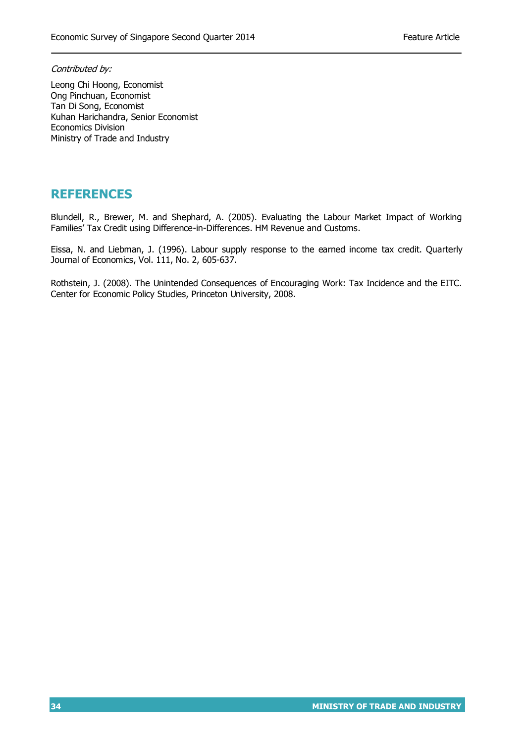*Contributed by:*

Leong Chi Hoong, Economist
Ong Pinchuan, Economist
Tan Di Song, Economist
Kuhan Harichandra, Senior Economist
Economics Division
Ministry of Trade and Industry

## REFERENCES

Blundell, R., Brewer, M. and Shephard, A. (2005). Evaluating the Labour Market Impact of Working Families' Tax Credit using Difference-in-Differences. HM Revenue and Customs.

Eissa, N. and Liebman, J. (1996). Labour supply response to the earned income tax credit. Quarterly Journal of Economics, Vol. 111, No. 2, 605-637.

Rothstein, J. (2008). The Unintended Consequences of Encouraging Work: Tax Incidence and the EITC. Center for Economic Policy Studies, Princeton University, 2008.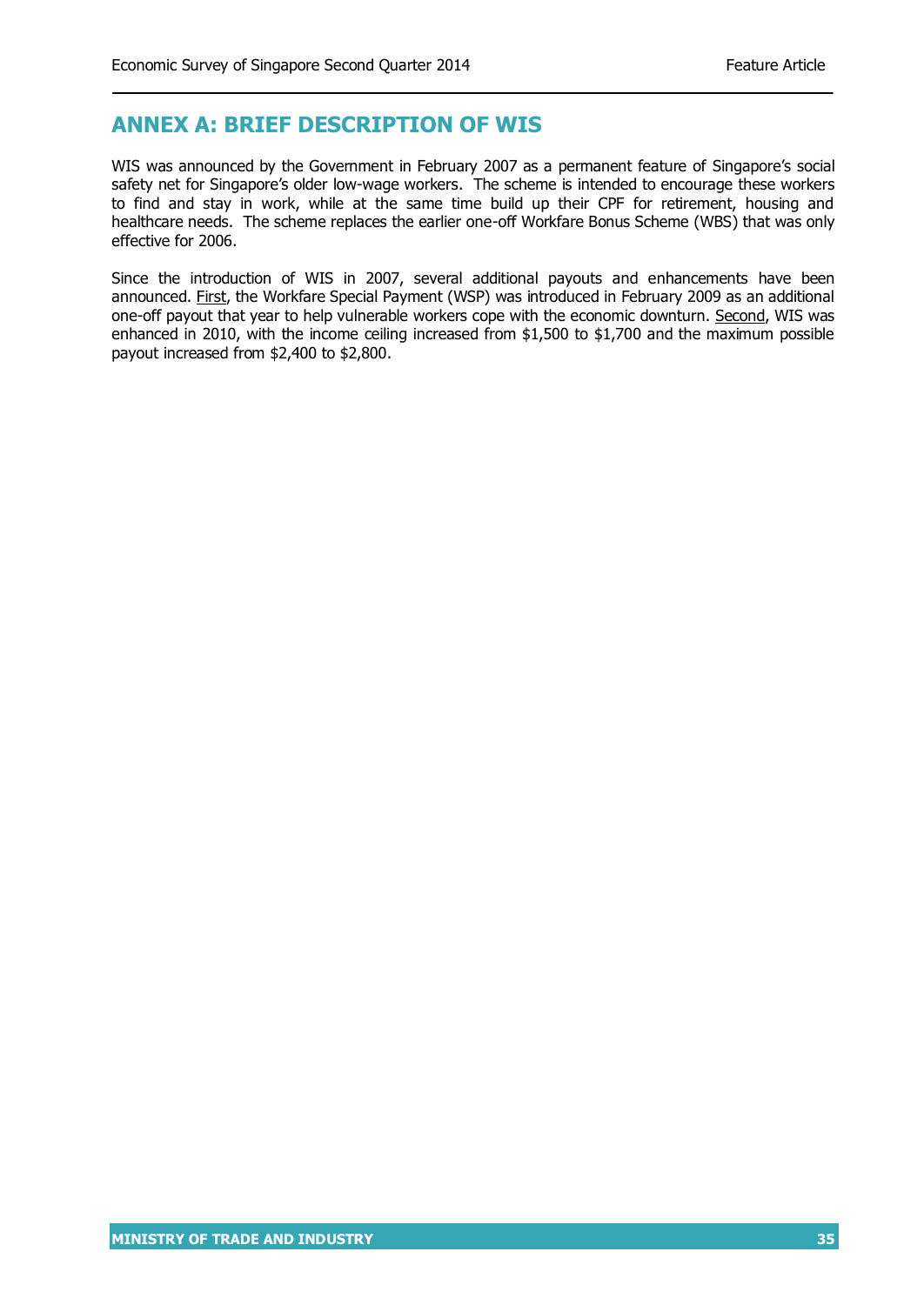## ANNEX A: BRIEF DESCRIPTION OF WIS

WIS was announced by the Government in February 2007 as a permanent feature of Singapore's social safety net for Singapore's older low-wage workers. The scheme is intended to encourage these workers to find and stay in work, while at the same time build up their CPF for retirement, housing and healthcare needs. The scheme replaces the earlier one-off Workfare Bonus Scheme (WBS) that was only effective for 2006.

Since the introduction of WIS in 2007, several additional payouts and enhancements have been announced. First, the Workfare Special Payment (WSP) was introduced in February 2009 as an additional one-off payout that year to help vulnerable workers cope with the economic downturn. Second, WIS was enhanced in 2010, with the income ceiling increased from $1,500 to $1,700 and the maximum possible payout increased from $2,400 to $2,800.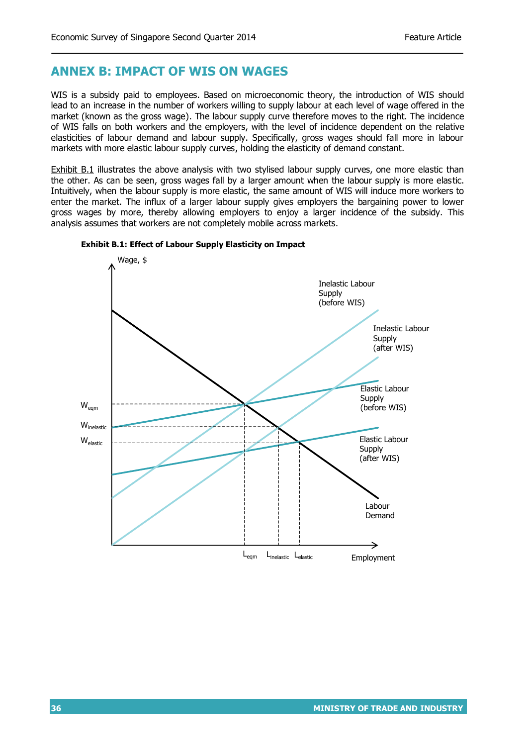## ANNEX B: IMPACT OF WIS ON WAGES

WIS is a subsidy paid to employees. Based on microeconomic theory, the introduction of WIS should lead to an increase in the number of workers willing to supply labour at each level of wage offered in the market (known as the gross wage). The labour supply curve therefore moves to the right. The incidence of WIS falls on both workers and the employers, with the level of incidence dependent on the relative elasticities of labour demand and labour supply. Specifically, gross wages should fall more in labour markets with more elastic labour supply curves, holding the elasticity of demand constant.

Exhibit B.1 illustrates the above analysis with two stylised labour supply curves, one more elastic than the other. As can be seen, gross wages fall by a larger amount when the labour supply is more elastic. Intuitively, when the labour supply is more elastic, the same amount of WIS will induce more workers to enter the market. The influx of a larger labour supply gives employers the bargaining power to lower gross wages by more, thereby allowing employers to enjoy a larger incidence of the subsidy. This analysis assumes that workers are not completely mobile across markets.

**Exhibit B.1: Effect of Labour Supply Elasticity on Impact**

Wage, $

Inelastic Labour Supply (before WIS)

Inelastic Labour Supply (after WIS)

Elastic Labour Supply (before WIS)

Elastic Labour Supply (after WIS)

Labour Demand

$W_{eqm}$

$W_{inelastic}$

$W_{elastic}$

$L_{eqm}$ $L_{inelastic}$ $L_{elastic}$

Employment